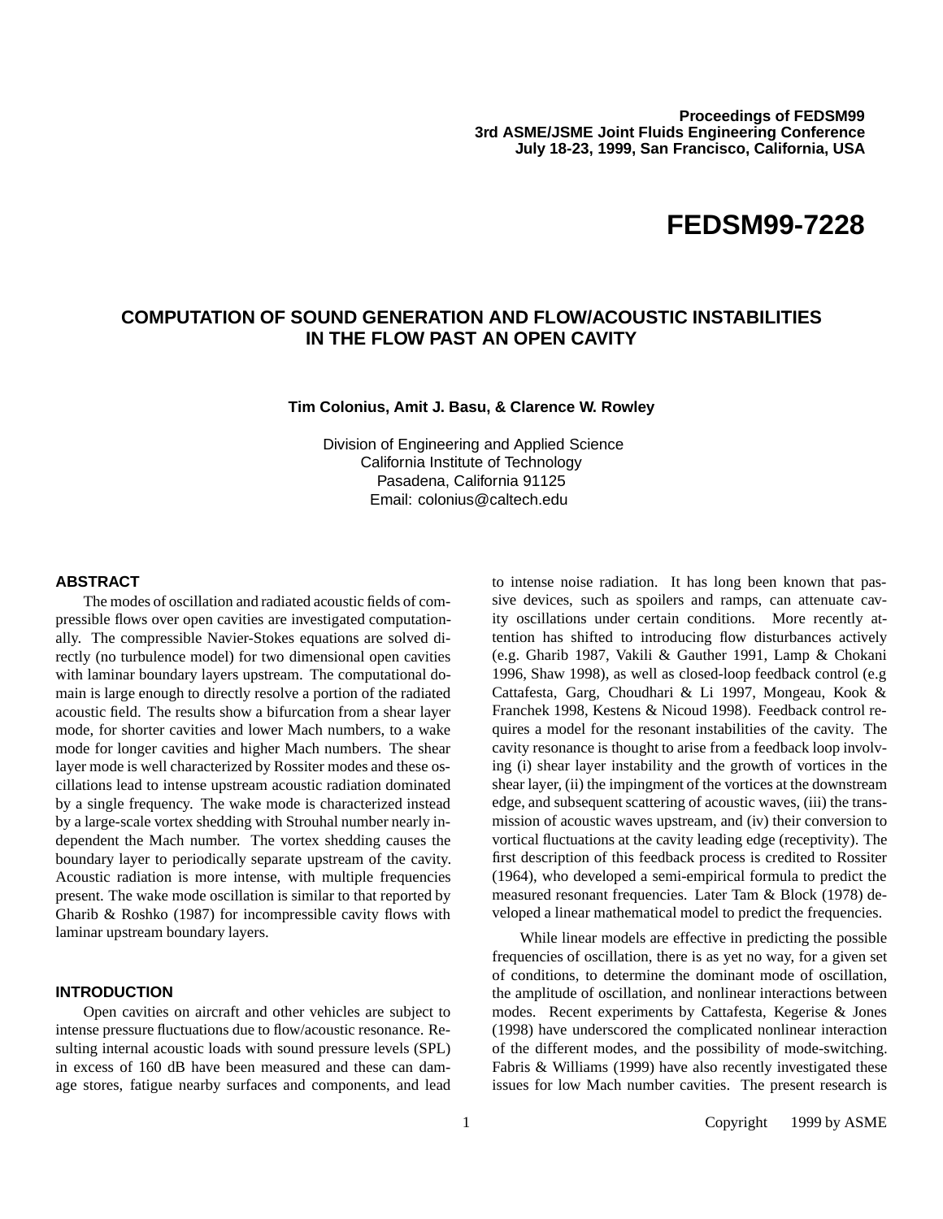Proceedings of FEDSM99
3rd ASME/JSME Joint Fluids Engineering Conference
July 18-23, 1999, San Francisco, California, USA

# FEDSM99-7228

## COMPUTATION OF SOUND GENERATION AND FLOW/ACOUSTIC INSTABILITIES IN THE FLOW PAST AN OPEN CAVITY

**Tim Colonius, Amit J. Basu, & Clarence W. Rowley**

Division of Engineering and Applied Science
California Institute of Technology
Pasadena, California 91125
Email: colonius@caltech.edu

### ABSTRACT

The modes of oscillation and radiated acoustic fields of compressible flows over open cavities are investigated computationally. The compressible Navier-Stokes equations are solved directly (no turbulence model) for two dimensional open cavities with laminar boundary layers upstream. The computational domain is large enough to directly resolve a portion of the radiated acoustic field. The results show a bifurcation from a shear layer mode, for shorter cavities and lower Mach numbers, to a wake mode for longer cavities and higher Mach numbers. The shear layer mode is well characterized by Rossiter modes and these oscillations lead to intense upstream acoustic radiation dominated by a single frequency. The wake mode is characterized instead by a large-scale vortex shedding with Strouhal number nearly independent the Mach number. The vortex shedding causes the boundary layer to periodically separate upstream of the cavity. Acoustic radiation is more intense, with multiple frequencies present. The wake mode oscillation is similar to that reported by Gharib & Roshko (1987) for incompressible cavity flows with laminar upstream boundary layers.

### INTRODUCTION

Open cavities on aircraft and other vehicles are subject to intense pressure fluctuations due to flow/acoustic resonance. Resulting internal acoustic loads with sound pressure levels (SPL) in excess of 160 dB have been measured and these can damage stores, fatigue nearby surfaces and components, and lead to intense noise radiation. It has long been known that passive devices, such as spoilers and ramps, can attenuate cavity oscillations under certain conditions. More recently attention has shifted to introducing flow disturbances actively (e.g. Gharib 1987, Vakili & Gauther 1991, Lamp & Chokani 1996, Shaw 1998), as well as closed-loop feedback control (e.g Cattafesta, Garg, Choudhari & Li 1997, Mongeau, Kook & Franchek 1998, Kestens & Nicoud 1998). Feedback control requires a model for the resonant instabilities of the cavity. The cavity resonance is thought to arise from a feedback loop involving (i) shear layer instability and the growth of vortices in the shear layer, (ii) the impingment of the vortices at the downstream edge, and subsequent scattering of acoustic waves, (iii) the transmission of acoustic waves upstream, and (iv) their conversion to vortical fluctuations at the cavity leading edge (receptivity). The first description of this feedback process is credited to Rossiter (1964), who developed a semi-empirical formula to predict the measured resonant frequencies. Later Tam & Block (1978) developed a linear mathematical model to predict the frequencies.

While linear models are effective in predicting the possible frequencies of oscillation, there is as yet no way, for a given set of conditions, to determine the dominant mode of oscillation, the amplitude of oscillation, and nonlinear interactions between modes. Recent experiments by Cattafesta, Kegerise & Jones (1998) have underscored the complicated nonlinear interaction of the different modes, and the possibility of mode-switching. Fabris & Williams (1999) have also recently investigated these issues for low Mach number cavities. The present research is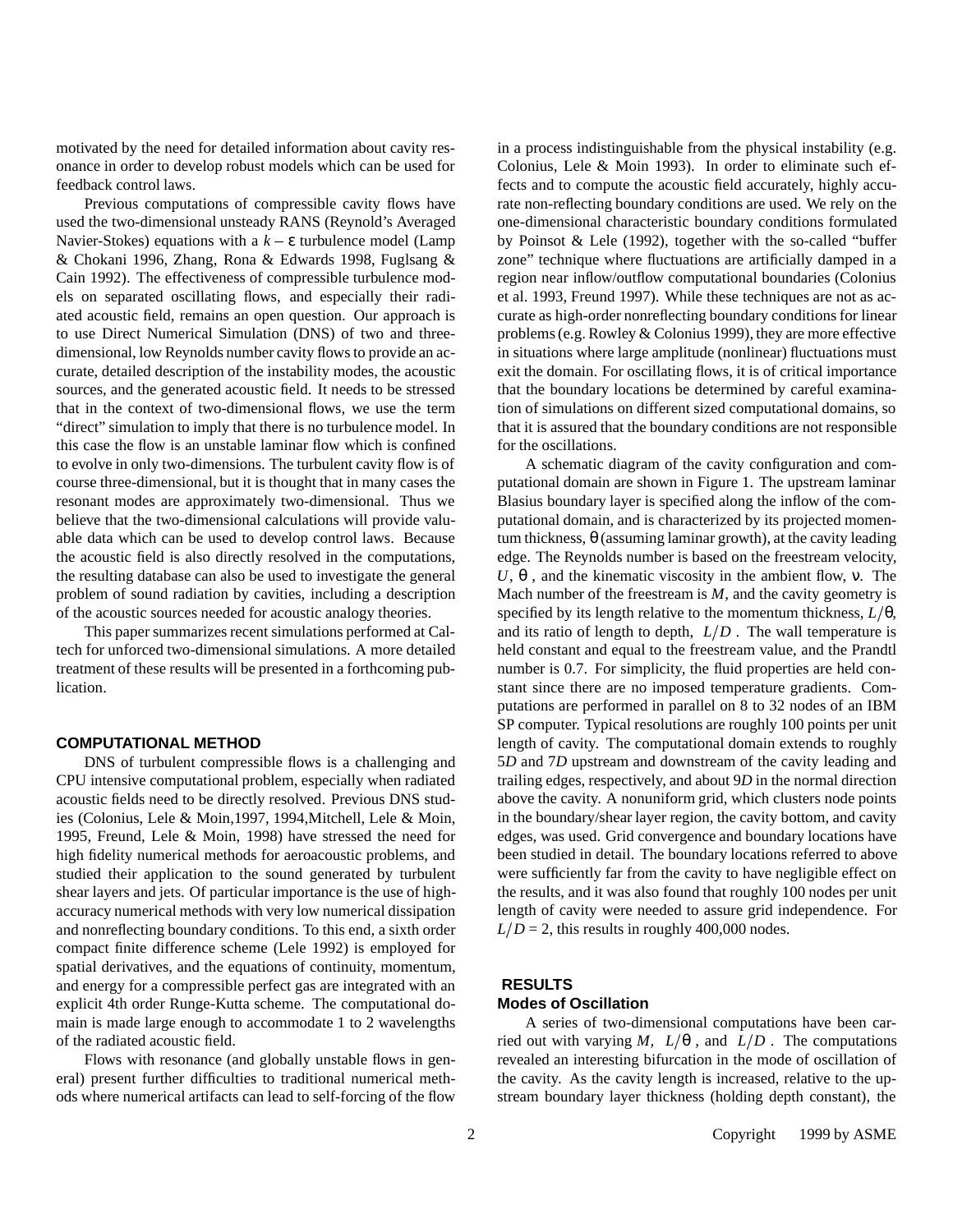motivated by the need for detailed information about cavity resonance in order to develop robust models which can be used for feedback control laws.

Previous computations of compressible cavity flows have used the two-dimensional unsteady RANS (Reynold's Averaged Navier-Stokes) equations with a $k-\varepsilon$ turbulence model (Lamp & Chokani 1996, Zhang, Rona & Edwards 1998, Fuglsang & Cain 1992). The effectiveness of compressible turbulence models on separated oscillating flows, and especially their radiated acoustic field, remains an open question. Our approach is to use Direct Numerical Simulation (DNS) of two and three-dimensional, low Reynolds number cavity flows to provide an accurate, detailed description of the instability modes, the acoustic sources, and the generated acoustic field. It needs to be stressed that in the context of two-dimensional flows, we use the term "direct" simulation to imply that there is no turbulence model. In this case the flow is an unstable laminar flow which is confined to evolve in only two-dimensions. The turbulent cavity flow is of course three-dimensional, but it is thought that in many cases the resonant modes are approximately two-dimensional. Thus we believe that the two-dimensional calculations will provide valuable data which can be used to develop control laws. Because the acoustic field is also directly resolved in the computations, the resulting database can also be used to investigate the general problem of sound radiation by cavities, including a description of the acoustic sources needed for acoustic analogy theories.

This paper summarizes recent simulations performed at Caltech for unforced two-dimensional simulations. A more detailed treatment of these results will be presented in a forthcoming publication.

## COMPUTATIONAL METHOD

DNS of turbulent compressible flows is a challenging and CPU intensive computational problem, especially when radiated acoustic fields need to be directly resolved. Previous DNS studies (Colonius, Lele & Moin,1997, 1994,Mitchell, Lele & Moin, 1995, Freund, Lele & Moin, 1998) have stressed the need for high fidelity numerical methods for aeroacoustic problems, and studied their application to the sound generated by turbulent shear layers and jets. Of particular importance is the use of high-accuracy numerical methods with very low numerical dissipation and nonreflecting boundary conditions. To this end, a sixth order compact finite difference scheme (Lele 1992) is employed for spatial derivatives, and the equations of continuity, momentum, and energy for a compressible perfect gas are integrated with an explicit 4th order Runge-Kutta scheme. The computational domain is made large enough to accommodate 1 to 2 wavelengths of the radiated acoustic field.

Flows with resonance (and globally unstable flows in general) present further difficulties to traditional numerical methods where numerical artifacts can lead to self-forcing of the flow in a process indistinguishable from the physical instability (e.g. Colonius, Lele & Moin 1993). In order to eliminate such effects and to compute the acoustic field accurately, highly accurate non-reflecting boundary conditions are used. We rely on the one-dimensional characteristic boundary conditions formulated by Poinsot & Lele (1992), together with the so-called "buffer zone" technique where fluctuations are artificially damped in a region near inflow/outflow computational boundaries (Colonius et al. 1993, Freund 1997). While these techniques are not as accurate as high-order nonreflecting boundary conditions for linear problems (e.g. Rowley & Colonius 1999), they are more effective in situations where large amplitude (nonlinear) fluctuations must exit the domain. For oscillating flows, it is of critical importance that the boundary locations be determined by careful examination of simulations on different sized computational domains, so that it is assured that the boundary conditions are not responsible for the oscillations.

A schematic diagram of the cavity configuration and computational domain are shown in Figure 1. The upstream laminar Blasius boundary layer is specified along the inflow of the computational domain, and is characterized by its projected momentum thickness, $\theta$ (assuming laminar growth), at the cavity leading edge. The Reynolds number is based on the freestream velocity, $U$, $\theta$, and the kinematic viscosity in the ambient flow, $\nu$. The Mach number of the freestream is $M$, and the cavity geometry is specified by its length relative to the momentum thickness, $L/\theta$, and its ratio of length to depth, $L/D$. The wall temperature is held constant and equal to the freestream value, and the Prandtl number is 0.7. For simplicity, the fluid properties are held constant since there are no imposed temperature gradients. Computations are performed in parallel on 8 to 32 nodes of an IBM SP computer. Typical resolutions are roughly 100 points per unit length of cavity. The computational domain extends to roughly 5$D$ and 7$D$ upstream and downstream of the cavity leading and trailing edges, respectively, and about 9$D$ in the normal direction above the cavity. A nonuniform grid, which clusters node points in the boundary/shear layer region, the cavity bottom, and cavity edges, was used. Grid convergence and boundary locations have been studied in detail. The boundary locations referred to above were sufficiently far from the cavity to have negligible effect on the results, and it was also found that roughly 100 nodes per unit length of cavity were needed to assure grid independence. For $L/D = 2$, this results in roughly 400,000 nodes.

## RESULTS

### Modes of Oscillation

A series of two-dimensional computations have been carried out with varying $M$, $L/\theta$, and $L/D$. The computations revealed an interesting bifurcation in the mode of oscillation of the cavity. As the cavity length is increased, relative to the upstream boundary layer thickness (holding depth constant), the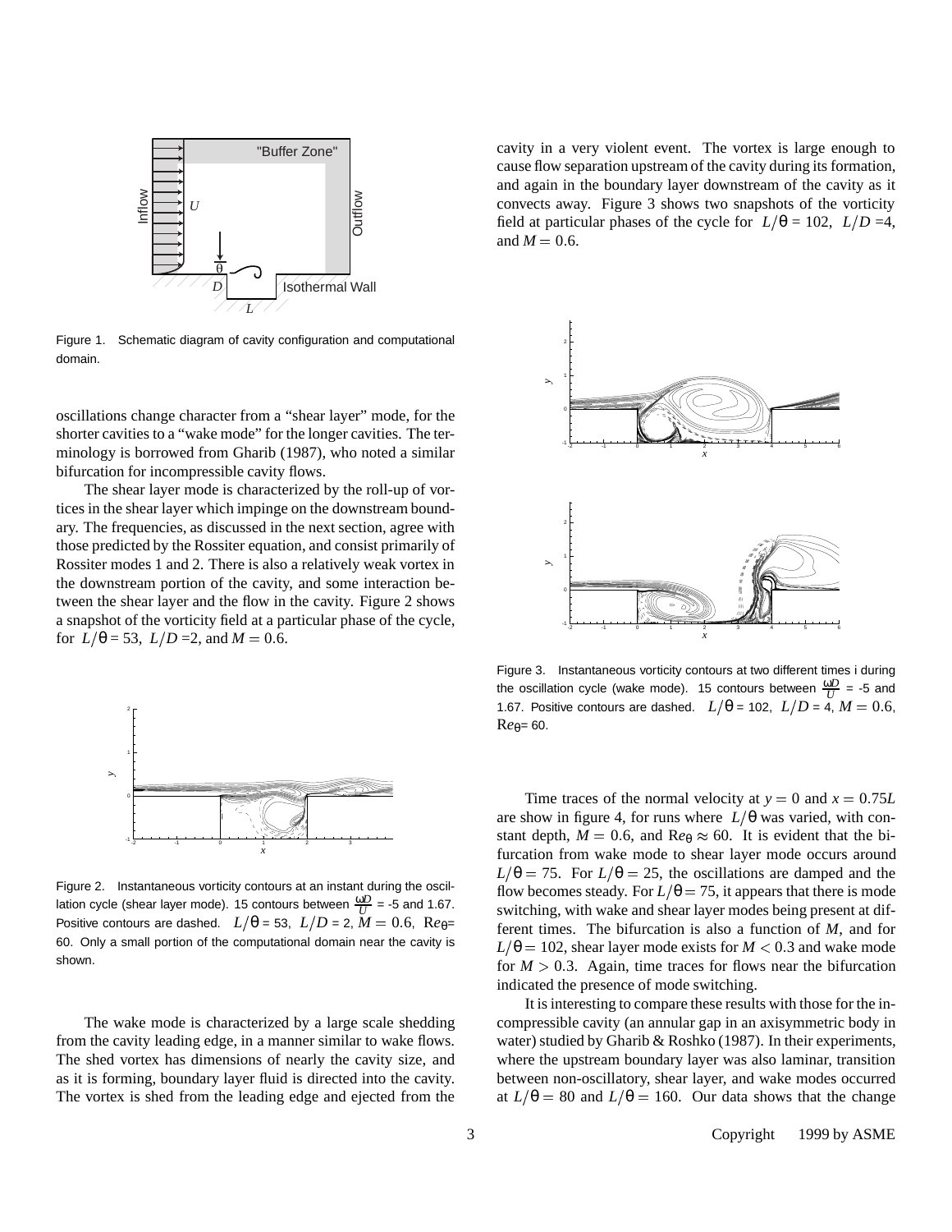Figure 1. Schematic diagram of cavity configuration and computational domain.

oscillations change character from a "shear layer" mode, for the shorter cavities to a "wake mode" for the longer cavities. The terminology is borrowed from Gharib (1987), who noted a similar bifurcation for incompressible cavity flows.

The shear layer mode is characterized by the roll-up of vortices in the shear layer which impinge on the downstream boundary. The frequencies, as discussed in the next section, agree with those predicted by the Rossiter equation, and consist primarily of Rossiter modes 1 and 2. There is also a relatively weak vortex in the downstream portion of the cavity, and some interaction between the shear layer and the flow in the cavity. Figure 2 shows a snapshot of the vorticity field at a particular phase of the cycle, for $L/\theta = 53$, $L/D = 2$, and $M = 0.6$.

Figure 2. Instantaneous vorticity contours at an instant during the oscillation cycle (shear layer mode). 15 contours between $\frac{\omega D}{U}$ = -5 and 1.67. Positive contours are dashed. $L/\theta = 53$, $L/D = 2$, $M = 0.6$, $Re_\theta = 60$. Only a small portion of the computational domain near the cavity is shown.

The wake mode is characterized by a large scale shedding from the cavity leading edge, in a manner similar to wake flows. The shed vortex has dimensions of nearly the cavity size, and as it is forming, boundary layer fluid is directed into the cavity. The vortex is shed from the leading edge and ejected from the cavity in a very violent event. The vortex is large enough to cause flow separation upstream of the cavity during its formation, and again in the boundary layer downstream of the cavity as it convects away. Figure 3 shows two snapshots of the vorticity field at particular phases of the cycle for $L/\theta = 102$, $L/D = 4$, and $M = 0.6$.

Figure 3. Instantaneous vorticity contours at two different times i during the oscillation cycle (wake mode). 15 contours between $\frac{\omega D}{U}$ = -5 and 1.67. Positive contours are dashed. $L/\theta = 102$, $L/D = 4$, $M = 0.6$, $Re_\theta = 60$.

Time traces of the normal velocity at $y = 0$ and $x = 0.75L$ are show in figure 4, for runs where $L/\theta$ was varied, with constant depth, $M = 0.6$, and $Re_\theta \approx 60$. It is evident that the bifurcation from wake mode to shear layer mode occurs around $L/\theta = 75$. For $L/\theta = 25$, the oscillations are damped and the flow becomes steady. For $L/\theta = 75$, it appears that there is mode switching, with wake and shear layer modes being present at different times. The bifurcation is also a function of $M$, and for $L/\theta = 102$, shear layer mode exists for $M < 0.3$ and wake mode for $M > 0.3$. Again, time traces for flows near the bifurcation indicated the presence of mode switching.

It is interesting to compare these results with those for the incompressible cavity (an annular gap in an axisymmetric body in water) studied by Gharib & Roshko (1987). In their experiments, where the upstream boundary layer was also laminar, transition between non-oscillatory, shear layer, and wake modes occurred at $L/\theta = 80$ and $L/\theta = 160$. Our data shows that the change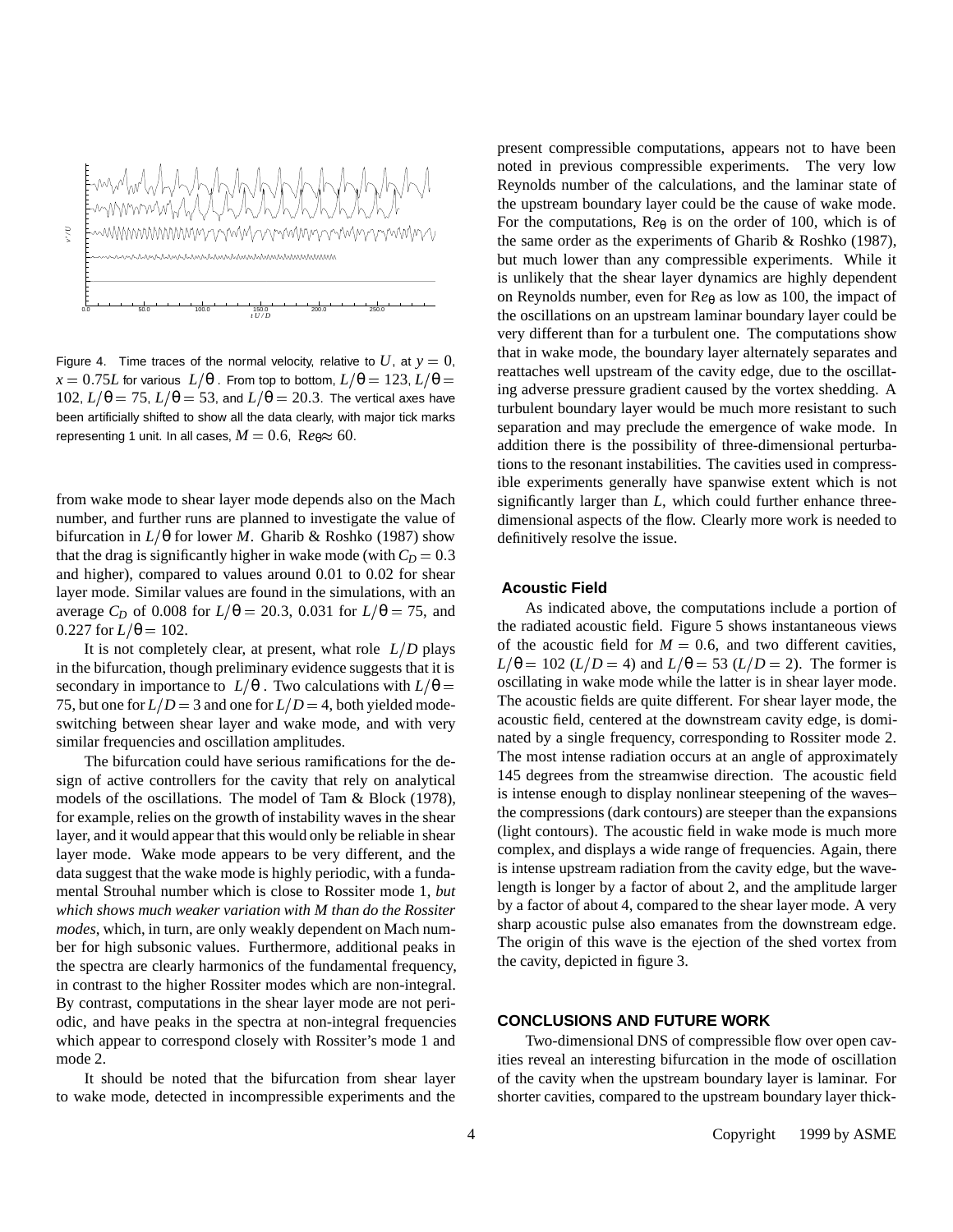Figure 4. Time traces of the normal velocity, relative to $U$, at $y = 0$, $x = 0.75L$ for various $L/\theta$. From top to bottom, $L/\theta = 123$, $L/\theta = 102$, $L/\theta = 75$, $L/\theta = 53$, and $L/\theta = 20.3$. The vertical axes have been artificially shifted to show all the data clearly, with major tick marks representing 1 unit. In all cases, $M = 0.6$, $Re_\theta \approx 60$.

from wake mode to shear layer mode depends also on the Mach number, and further runs are planned to investigate the value of bifurcation in $L/\theta$ for lower $M$. Gharib & Roshko (1987) show that the drag is significantly higher in wake mode (with $C_D = 0.3$ and higher), compared to values around 0.01 to 0.02 for shear layer mode. Similar values are found in the simulations, with an average $C_D$ of 0.008 for $L/\theta = 20.3$, 0.031 for $L/\theta = 75$, and 0.227 for $L/\theta = 102$.

It is not completely clear, at present, what role $L/D$ plays in the bifurcation, though preliminary evidence suggests that it is secondary in importance to $L/\theta$. Two calculations with $L/\theta = 75$, but one for $L/D = 3$ and one for $L/D = 4$, both yielded mode-switching between shear layer and wake mode, and with very similar frequencies and oscillation amplitudes.

The bifurcation could have serious ramifications for the design of active controllers for the cavity that rely on analytical models of the oscillations. The model of Tam & Block (1978), for example, relies on the growth of instability waves in the shear layer, and it would appear that this would only be reliable in shear layer mode. Wake mode appears to be very different, and the data suggest that the wake mode is highly periodic, with a fundamental Strouhal number which is close to Rossiter mode 1, *but which shows much weaker variation with M than do the Rossiter modes*, which, in turn, are only weakly dependent on Mach number for high subsonic values. Furthermore, additional peaks in the spectra are clearly harmonics of the fundamental frequency, in contrast to the higher Rossiter modes which are non-integral. By contrast, computations in the shear layer mode are not periodic, and have peaks in the spectra at non-integral frequencies which appear to correspond closely with Rossiter's mode 1 and mode 2.

It should be noted that the bifurcation from shear layer to wake mode, detected in incompressible experiments and the present compressible computations, appears not to have been noted in previous compressible experiments. The very low Reynolds number of the calculations, and the laminar state of the upstream boundary layer could be the cause of wake mode. For the computations, $Re_\theta$ is on the order of 100, which is of the same order as the experiments of Gharib & Roshko (1987), but much lower than any compressible experiments. While it is unlikely that the shear layer dynamics are highly dependent on Reynolds number, even for $Re_\theta$ as low as 100, the impact of the oscillations on an upstream laminar boundary layer could be very different than for a turbulent one. The computations show that in wake mode, the boundary layer alternately separates and reattaches well upstream of the cavity edge, due to the oscillating adverse pressure gradient caused by the vortex shedding. A turbulent boundary layer would be much more resistant to such separation and may preclude the emergence of wake mode. In addition there is the possibility of three-dimensional perturbations to the resonant instabilities. The cavities used in compressible experiments generally have spanwise extent which is not significantly larger than $L$, which could further enhance three-dimensional aspects of the flow. Clearly more work is needed to definitively resolve the issue.

## Acoustic Field

As indicated above, the computations include a portion of the radiated acoustic field. Figure 5 shows instantaneous views of the acoustic field for $M = 0.6$, and two different cavities, $L/\theta = 102$ ($L/D = 4$) and $L/\theta = 53$ ($L/D = 2$). The former is oscillating in wake mode while the latter is in shear layer mode. The acoustic fields are quite different. For shear layer mode, the acoustic field, centered at the downstream cavity edge, is dominated by a single frequency, corresponding to Rossiter mode 2. The most intense radiation occurs at an angle of approximately 145 degrees from the streamwise direction. The acoustic field is intense enough to display nonlinear steepening of the waves– the compressions (dark contours) are steeper than the expansions (light contours). The acoustic field in wake mode is much more complex, and displays a wide range of frequencies. Again, there is intense upstream radiation from the cavity edge, but the wavelength is longer by a factor of about 2, and the amplitude larger by a factor of about 4, compared to the shear layer mode. A very sharp acoustic pulse also emanates from the downstream edge. The origin of this wave is the ejection of the shed vortex from the cavity, depicted in figure 3.

## CONCLUSIONS AND FUTURE WORK

Two-dimensional DNS of compressible flow over open cavities reveal an interesting bifurcation in the mode of oscillation of the cavity when the upstream boundary layer is laminar. For shorter cavities, compared to the upstream boundary layer thick-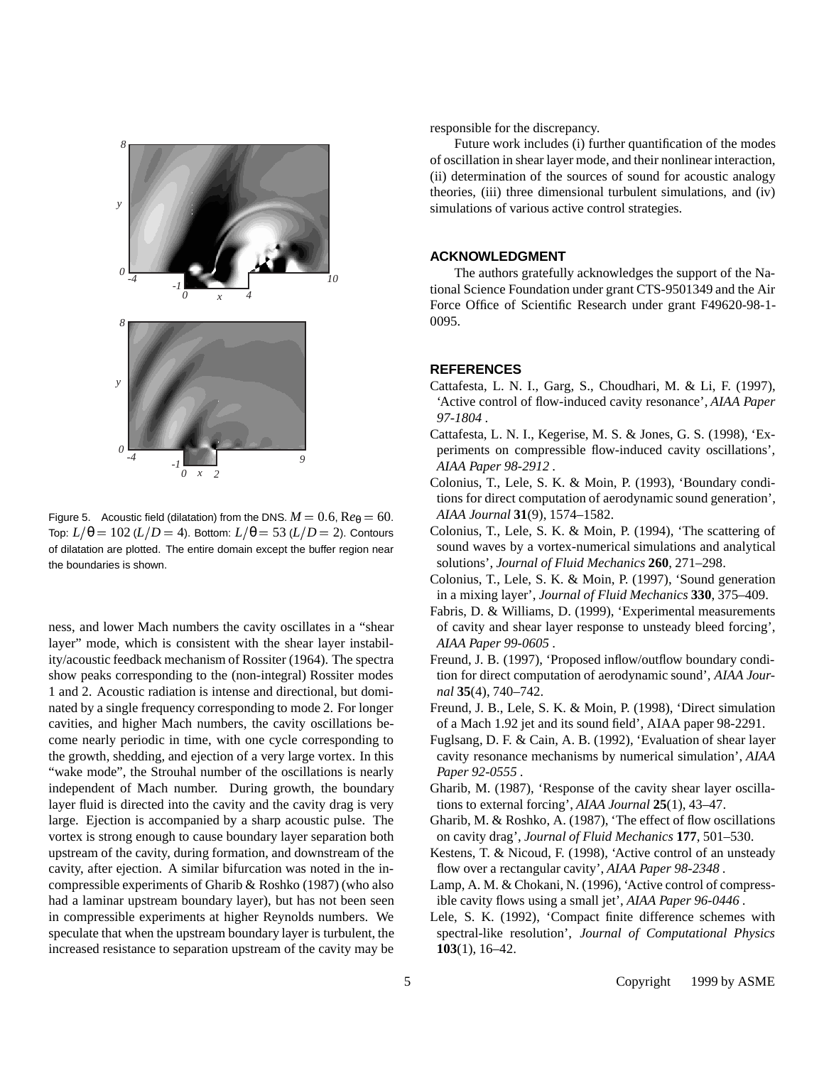Figure 5. Acoustic field (dilatation) from the DNS. $M = 0.6$, $Re_\theta = 60$. Top: $L/\theta = 102$ ($L/D = 4$). Bottom: $L/\theta = 53$ ($L/D = 2$). Contours of dilatation are plotted. The entire domain except the buffer region near the boundaries is shown.

ness, and lower Mach numbers the cavity oscillates in a "shear layer" mode, which is consistent with the shear layer instability/acoustic feedback mechanism of Rossiter (1964). The spectra show peaks corresponding to the (non-integral) Rossiter modes 1 and 2. Acoustic radiation is intense and directional, but dominated by a single frequency corresponding to mode 2. For longer cavities, and higher Mach numbers, the cavity oscillations become nearly periodic in time, with one cycle corresponding to the growth, shedding, and ejection of a very large vortex. In this "wake mode", the Strouhal number of the oscillations is nearly independent of Mach number. During growth, the boundary layer fluid is directed into the cavity and the cavity drag is very large. Ejection is accompanied by a sharp acoustic pulse. The vortex is strong enough to cause boundary layer separation both upstream of the cavity, during formation, and downstream of the cavity, after ejection. A similar bifurcation was noted in the incompressible experiments of Gharib & Roshko (1987) (who also had a laminar upstream boundary layer), but has not been seen in compressible experiments at higher Reynolds numbers. We speculate that when the upstream boundary layer is turbulent, the increased resistance to separation upstream of the cavity may be responsible for the discrepancy.

Future work includes (i) further quantification of the modes of oscillation in shear layer mode, and their nonlinear interaction, (ii) determination of the sources of sound for acoustic analogy theories, (iii) three dimensional turbulent simulations, and (iv) simulations of various active control strategies.

## ACKNOWLEDGMENT

The authors gratefully acknowledges the support of the National Science Foundation under grant CTS-9501349 and the Air Force Office of Scientific Research under grant F49620-98-1-0095.

## REFERENCES

Cattafesta, L. N. I., Garg, S., Choudhari, M. & Li, F. (1997), 'Active control of flow-induced cavity resonance', *AIAA Paper 97-1804* .

Cattafesta, L. N. I., Kegerise, M. S. & Jones, G. S. (1998), 'Experiments on compressible flow-induced cavity oscillations', *AIAA Paper 98-2912* .

Colonius, T., Lele, S. K. & Moin, P. (1993), 'Boundary conditions for direct computation of aerodynamic sound generation', *AIAA Journal* **31**(9), 1574–1582.

Colonius, T., Lele, S. K. & Moin, P. (1994), 'The scattering of sound waves by a vortex-numerical simulations and analytical solutions', *Journal of Fluid Mechanics* **260**, 271–298.

Colonius, T., Lele, S. K. & Moin, P. (1997), 'Sound generation in a mixing layer', *Journal of Fluid Mechanics* **330**, 375–409.

Fabris, D. & Williams, D. (1999), 'Experimental measurements of cavity and shear layer response to unsteady bleed forcing', *AIAA Paper 99-0605* .

Freund, J. B. (1997), 'Proposed inflow/outflow boundary condition for direct computation of aerodynamic sound', *AIAA Journal* **35**(4), 740–742.

Freund, J. B., Lele, S. K. & Moin, P. (1998), 'Direct simulation of a Mach 1.92 jet and its sound field', AIAA paper 98-2291.

Fuglsang, D. F. & Cain, A. B. (1992), 'Evaluation of shear layer cavity resonance mechanisms by numerical simulation', *AIAA Paper 92-0555* .

Gharib, M. (1987), 'Response of the cavity shear layer oscillations to external forcing', *AIAA Journal* **25**(1), 43–47.

Gharib, M. & Roshko, A. (1987), 'The effect of flow oscillations on cavity drag', *Journal of Fluid Mechanics* **177**, 501–530.

Kestens, T. & Nicoud, F. (1998), 'Active control of an unsteady flow over a rectangular cavity', *AIAA Paper 98-2348* .

Lamp, A. M. & Chokani, N. (1996), 'Active control of compressible cavity flows using a small jet', *AIAA Paper 96-0446* .

Lele, S. K. (1992), 'Compact finite difference schemes with spectral-like resolution', *Journal of Computational Physics* **103**(1), 16–42.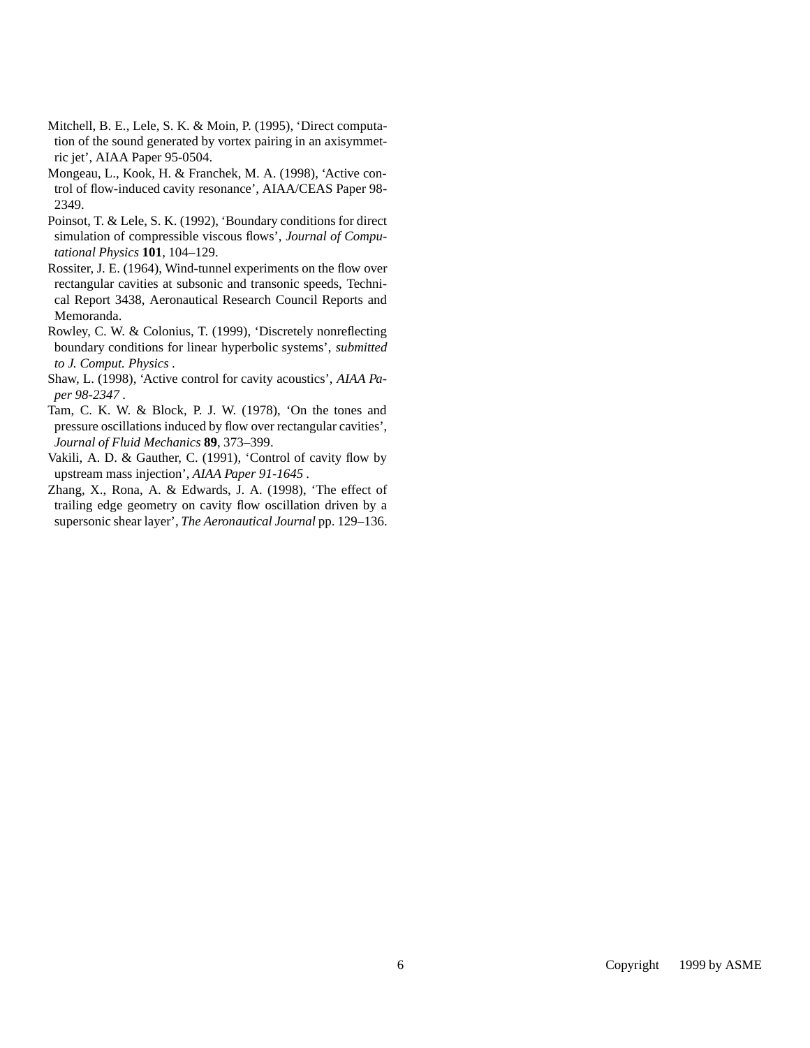Mitchell, B. E., Lele, S. K. & Moin, P. (1995), 'Direct computation of the sound generated by vortex pairing in an axisymmetric jet', AIAA Paper 95-0504.

Mongeau, L., Kook, H. & Franchek, M. A. (1998), 'Active control of flow-induced cavity resonance', AIAA/CEAS Paper 98-2349.

Poinsot, T. & Lele, S. K. (1992), 'Boundary conditions for direct simulation of compressible viscous flows', *Journal of Computational Physics* **101**, 104–129.

Rossiter, J. E. (1964), Wind-tunnel experiments on the flow over rectangular cavities at subsonic and transonic speeds, Technical Report 3438, Aeronautical Research Council Reports and Memoranda.

Rowley, C. W. & Colonius, T. (1999), 'Discretely nonreflecting boundary conditions for linear hyperbolic systems', *submitted to J. Comput. Physics* .

Shaw, L. (1998), 'Active control for cavity acoustics', *AIAA Paper 98-2347* .

Tam, C. K. W. & Block, P. J. W. (1978), 'On the tones and pressure oscillations induced by flow over rectangular cavities', *Journal of Fluid Mechanics* **89**, 373–399.

Vakili, A. D. & Gauther, C. (1991), 'Control of cavity flow by upstream mass injection', *AIAA Paper 91-1645* .

Zhang, X., Rona, A. & Edwards, J. A. (1998), 'The effect of trailing edge geometry on cavity flow oscillation driven by a supersonic shear layer', *The Aeronautical Journal* pp. 129–136.